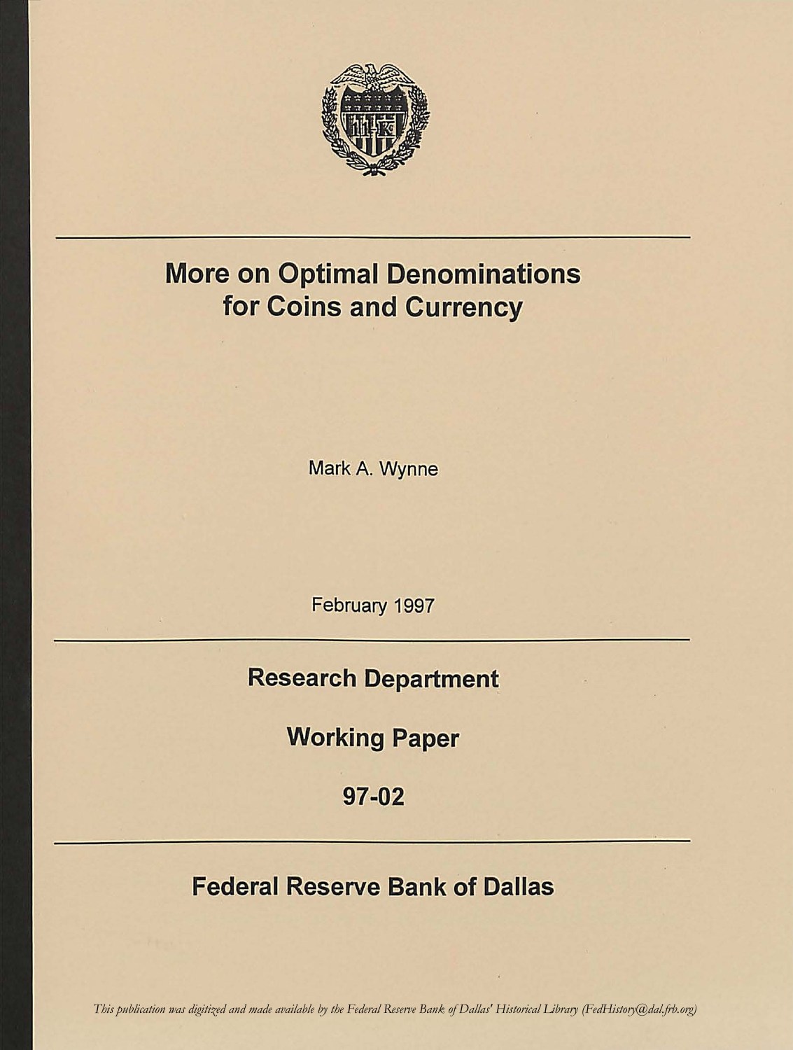# More on Optimal Denominations for Coins and Currency

Mark A. Wynne

February 1997

## Research Department

## Working Paper

## 97-02

## Federal Reserve Bank of Dallas

*This publication was digitized and made available by the Federal Reserve Bank of Dallas' Historical Library (FedHistory@dal.frb.org)*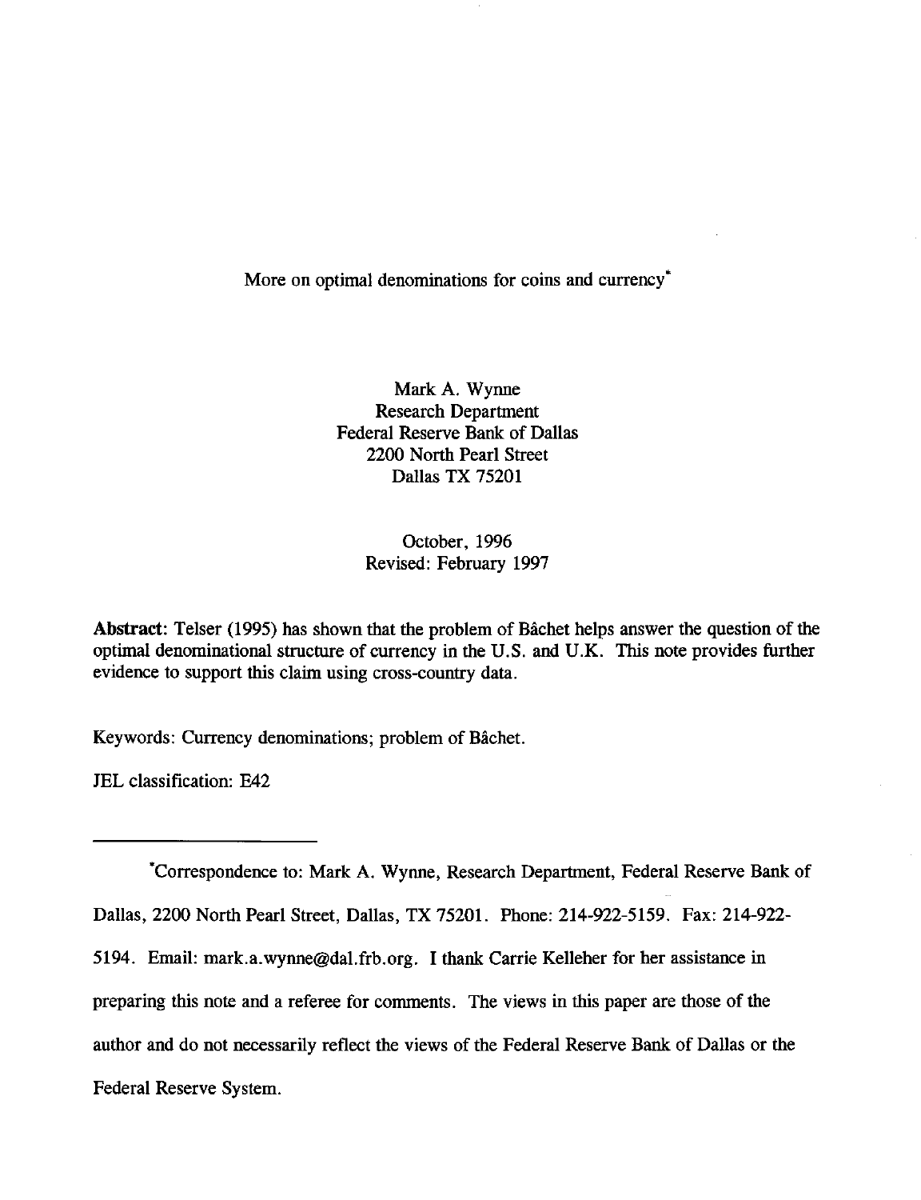# More on optimal denominations for coins and currency*

Mark A. Wynne
Research Department
Federal Reserve Bank of Dallas
2200 North Pearl Street
Dallas TX 75201

October, 1996
Revised: February 1997

**Abstract:** Telser (1995) has shown that the problem of Bâchet helps answer the question of the optimal denominational structure of currency in the U.S. and U.K. This note provides further evidence to support this claim using cross-country data.

Keywords: Currency denominations; problem of Bâchet.

JEL classification: E42

---

*Correspondence to: Mark A. Wynne, Research Department, Federal Reserve Bank of Dallas, 2200 North Pearl Street, Dallas, TX 75201. Phone: 214-922-5159. Fax: 214-922-5194. Email: mark.a.wynne@dal.frb.org. I thank Carrie Kelleher for her assistance in preparing this note and a referee for comments. The views in this paper are those of the author and do not necessarily reflect the views of the Federal Reserve Bank of Dallas or the Federal Reserve System.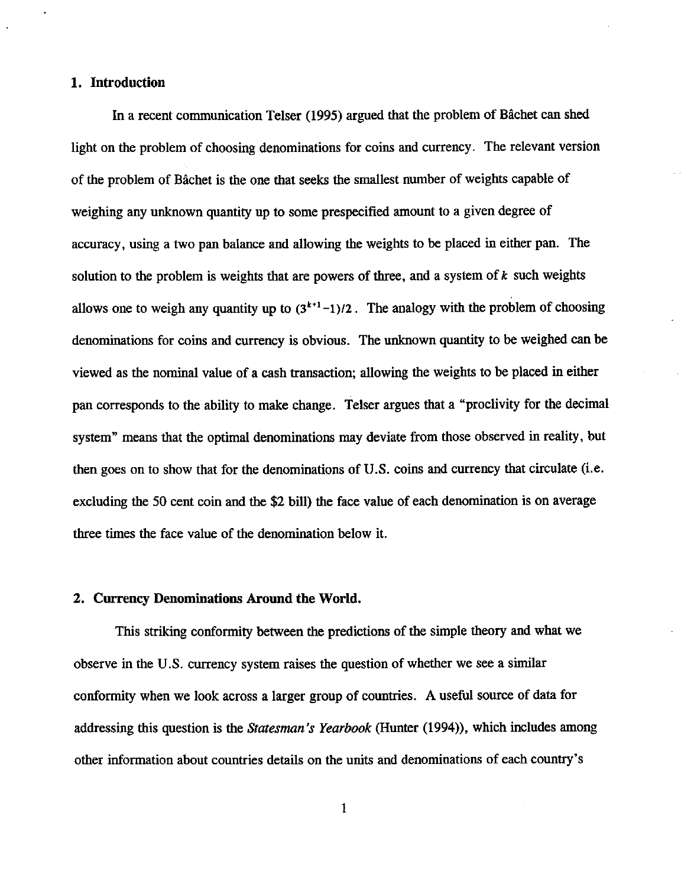## 1. Introduction

In a recent communication Telser (1995) argued that the problem of Bâchet can shed light on the problem of choosing denominations for coins and currency. The relevant version of the problem of Bâchet is the one that seeks the smallest number of weights capable of weighing any unknown quantity up to some prespecified amount to a given degree of accuracy, using a two pan balance and allowing the weights to be placed in either pan. The solution to the problem is weights that are powers of three, and a system of $k$ such weights allows one to weigh any quantity up to $(3^{k+1}-1)/2$. The analogy with the problem of choosing denominations for coins and currency is obvious. The unknown quantity to be weighed can be viewed as the nominal value of a cash transaction; allowing the weights to be placed in either pan corresponds to the ability to make change. Telser argues that a "proclivity for the decimal system" means that the optimal denominations may deviate from those observed in reality, but then goes on to show that for the denominations of U.S. coins and currency that circulate (i.e. excluding the 50 cent coin and the $2 bill) the face value of each denomination is on average three times the face value of the denomination below it.

## 2. Currency Denominations Around the World.

This striking conformity between the predictions of the simple theory and what we observe in the U.S. currency system raises the question of whether we see a similar conformity when we look across a larger group of countries. A useful source of data for addressing this question is the *Statesman's Yearbook* (Hunter (1994)), which includes among other information about countries details on the units and denominations of each country's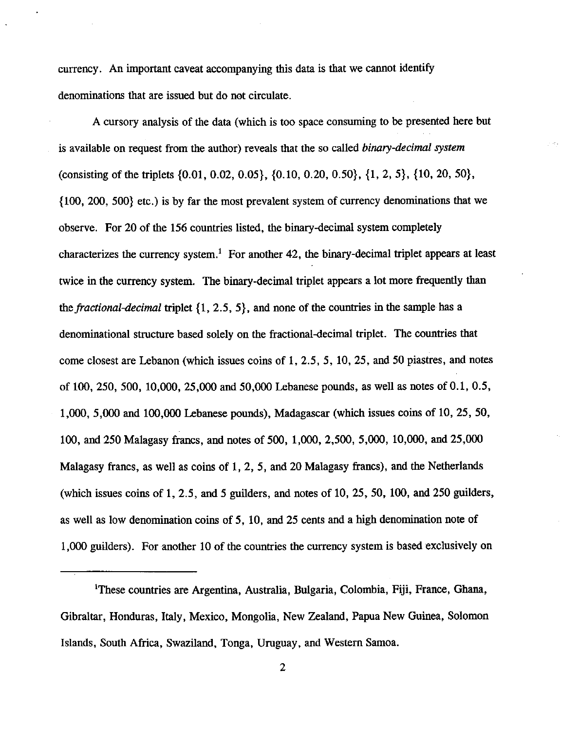currency. An important caveat accompanying this data is that we cannot identify denominations that are issued but do not circulate.

A cursory analysis of the data (which is too space consuming to be presented here but is available on request from the author) reveals that the so called *binary-decimal system* (consisting of the triplets {0.01, 0.02, 0.05}, {0.10, 0.20, 0.50}, {1, 2, 5}, {10, 20, 50}, {100, 200, 500} etc.) is by far the most prevalent system of currency denominations that we observe. For 20 of the 156 countries listed, the binary-decimal system completely characterizes the currency system.[1] For another 42, the binary-decimal triplet appears at least twice in the currency system. The binary-decimal triplet appears a lot more frequently than the *fractional-decimal* triplet {1, 2.5, 5}, and none of the countries in the sample has a denominational structure based solely on the fractional-decimal triplet. The countries that come closest are Lebanon (which issues coins of 1, 2.5, 5, 10, 25, and 50 piastres, and notes of 100, 250, 500, 10,000, 25,000 and 50,000 Lebanese pounds, as well as notes of 0.1, 0.5, 1,000, 5,000 and 100,000 Lebanese pounds), Madagascar (which issues coins of 10, 25, 50, 100, and 250 Malagasy francs, and notes of 500, 1,000, 2,500, 5,000, 10,000, and 25,000 Malagasy francs, as well as coins of 1, 2, 5, and 20 Malagasy francs), and the Netherlands (which issues coins of 1, 2.5, and 5 guilders, and notes of 10, 25, 50, 100, and 250 guilders, as well as low denomination coins of 5, 10, and 25 cents and a high denomination note of 1,000 guilders). For another 10 of the countries the currency system is based exclusively on

---

[1] These countries are Argentina, Australia, Bulgaria, Colombia, Fiji, France, Ghana, Gibraltar, Honduras, Italy, Mexico, Mongolia, New Zealand, Papua New Guinea, Solomon Islands, South Africa, Swaziland, Tonga, Uruguay, and Western Samoa.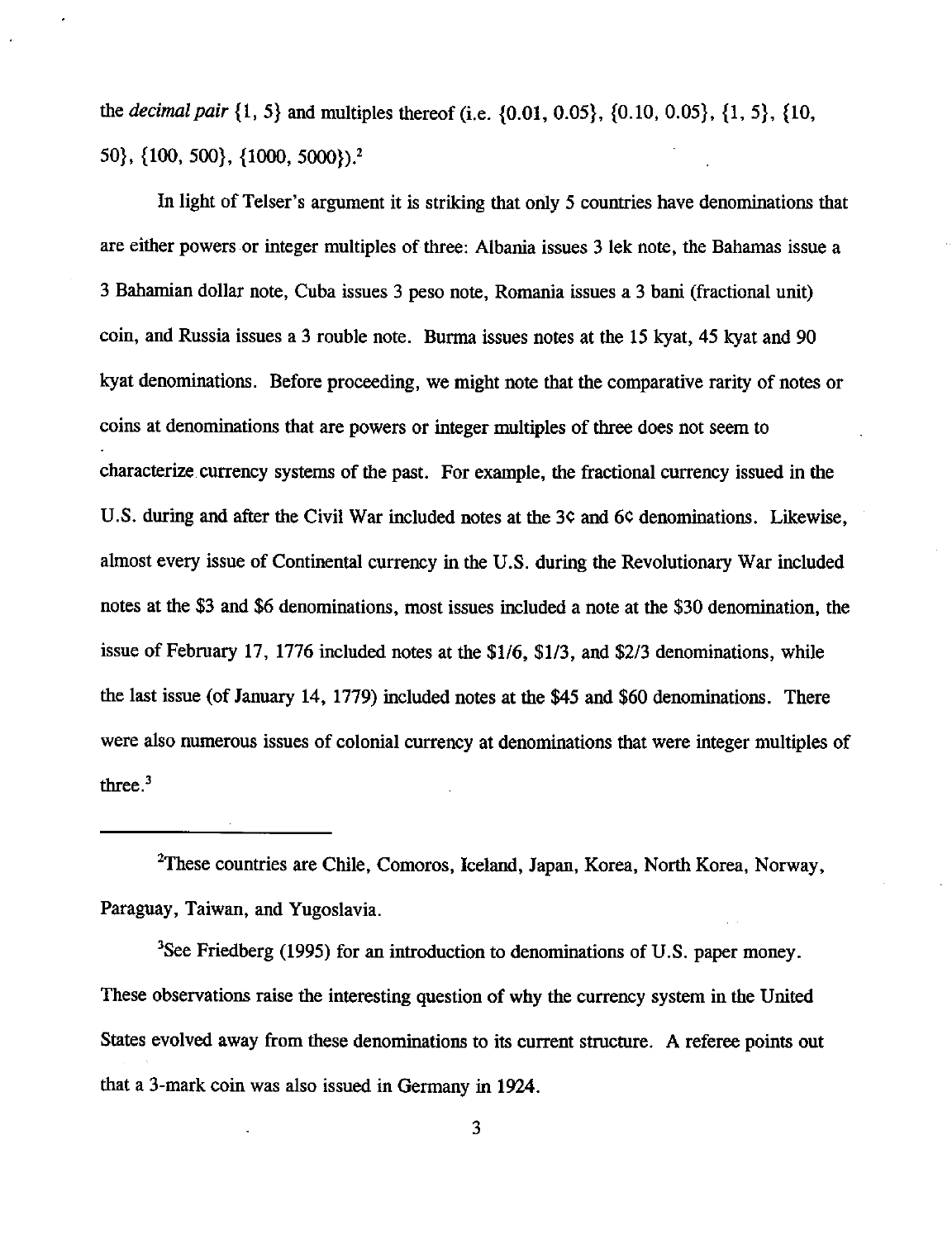the *decimal pair* {1, 5} and multiples thereof (i.e. {0.01, 0.05}, {0.10, 0.05}, {1, 5}, {10, 50}, {100, 500}, {1000, 5000}).[2]

In light of Telser's argument it is striking that only 5 countries have denominations that are either powers or integer multiples of three: Albania issues 3 lek note, the Bahamas issue a 3 Bahamian dollar note, Cuba issues 3 peso note, Romania issues a 3 bani (fractional unit) coin, and Russia issues a 3 rouble note. Burma issues notes at the 15 kyat, 45 kyat and 90 kyat denominations. Before proceeding, we might note that the comparative rarity of notes or coins at denominations that are powers or integer multiples of three does not seem to characterize currency systems of the past. For example, the fractional currency issued in the U.S. during and after the Civil War included notes at the 3¢ and 6¢ denominations. Likewise, almost every issue of Continental currency in the U.S. during the Revolutionary War included notes at the $3 and $6 denominations, most issues included a note at the $30 denomination, the issue of February 17, 1776 included notes at the $1/6, $1/3, and $2/3 denominations, while the last issue (of January 14, 1779) included notes at the $45 and $60 denominations. There were also numerous issues of colonial currency at denominations that were integer multiples of three.[3]

---

[2]These countries are Chile, Comoros, Iceland, Japan, Korea, North Korea, Norway, Paraguay, Taiwan, and Yugoslavia.

[3]See Friedberg (1995) for an introduction to denominations of U.S. paper money. These observations raise the interesting question of why the currency system in the United States evolved away from these denominations to its current structure. A referee points out that a 3-mark coin was also issued in Germany in 1924.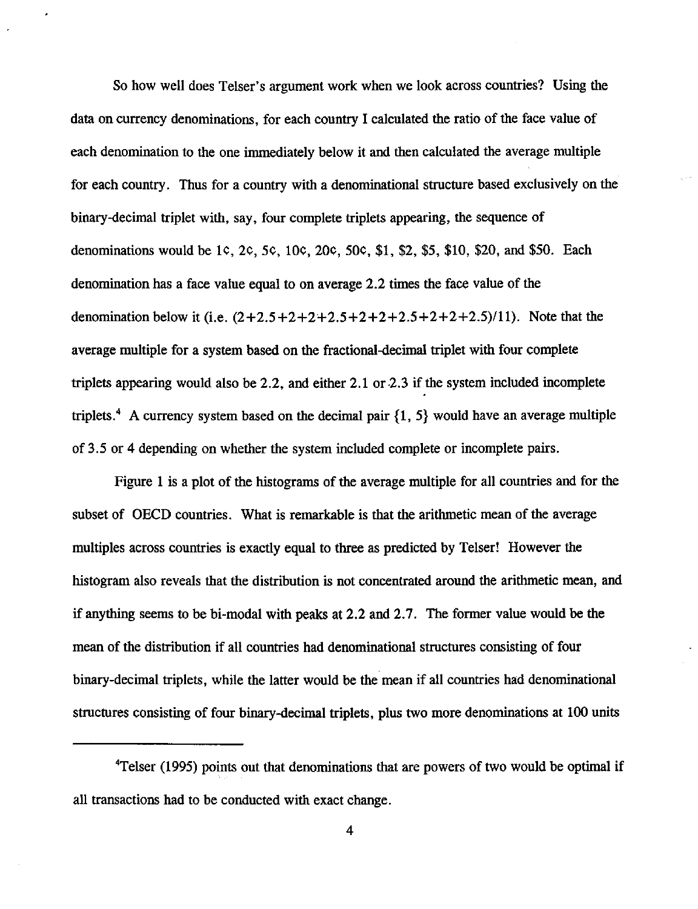So how well does Telser's argument work when we look across countries? Using the data on currency denominations, for each country I calculated the ratio of the face value of each denomination to the one immediately below it and then calculated the average multiple for each country. Thus for a country with a denominational structure based exclusively on the binary-decimal triplet with, say, four complete triplets appearing, the sequence of denominations would be 1¢, 2¢, 5¢, 10¢, 20¢, 50¢, \$1, \$2, \$5, \$10, \$20, and \$50. Each denomination has a face value equal to on average 2.2 times the face value of the denomination below it (i.e. (2+2.5+2+2+2.5+2+2+2.5+2+2+2.5)/11). Note that the average multiple for a system based on the fractional-decimal triplet with four complete triplets appearing would also be 2.2, and either 2.1 or 2.3 if the system included incomplete triplets.[4] A currency system based on the decimal pair {1, 5} would have an average multiple of 3.5 or 4 depending on whether the system included complete or incomplete pairs.

Figure 1 is a plot of the histograms of the average multiple for all countries and for the subset of OECD countries. What is remarkable is that the arithmetic mean of the average multiples across countries is exactly equal to three as predicted by Telser! However the histogram also reveals that the distribution is not concentrated around the arithmetic mean, and if anything seems to be bi-modal with peaks at 2.2 and 2.7. The former value would be the mean of the distribution if all countries had denominational structures consisting of four binary-decimal triplets, while the latter would be the mean if all countries had denominational structures consisting of four binary-decimal triplets, plus two more denominations at 100 units

[4]Telser (1995) points out that denominations that are powers of two would be optimal if all transactions had to be conducted with exact change.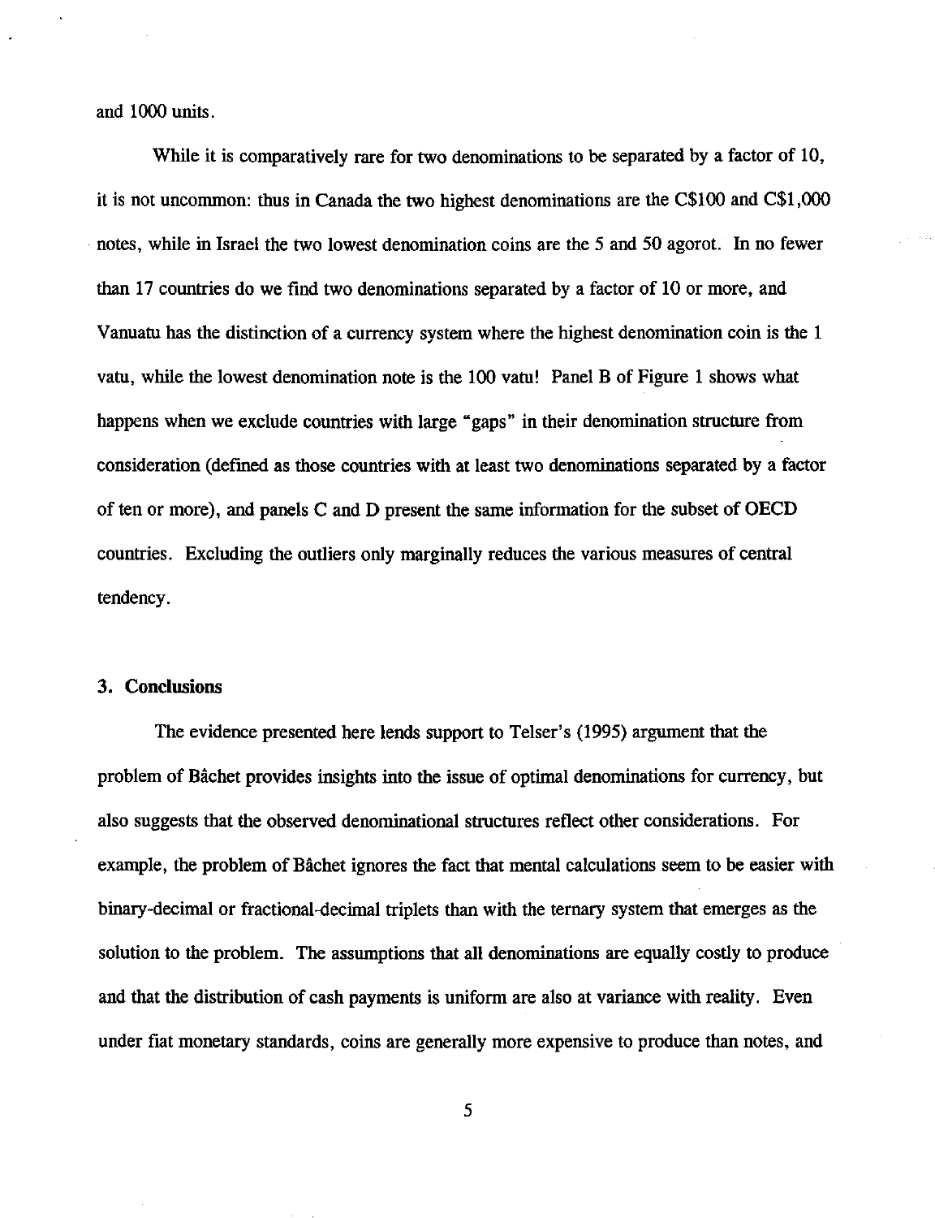and 1000 units.

While it is comparatively rare for two denominations to be separated by a factor of 10, it is not uncommon: thus in Canada the two highest denominations are the C$100 and C$1,000 notes, while in Israel the two lowest denomination coins are the 5 and 50 agorot. In no fewer than 17 countries do we find two denominations separated by a factor of 10 or more, and Vanuatu has the distinction of a currency system where the highest denomination coin is the 1 vatu, while the lowest denomination note is the 100 vatu! Panel B of Figure 1 shows what happens when we exclude countries with large "gaps" in their denomination structure from consideration (defined as those countries with at least two denominations separated by a factor of ten or more), and panels C and D present the same information for the subset of OECD countries. Excluding the outliers only marginally reduces the various measures of central tendency.

## 3. Conclusions

The evidence presented here lends support to Telser's (1995) argument that the problem of Bâchet provides insights into the issue of optimal denominations for currency, but also suggests that the observed denominational structures reflect other considerations. For example, the problem of Bâchet ignores the fact that mental calculations seem to be easier with binary-decimal or fractional-decimal triplets than with the ternary system that emerges as the solution to the problem. The assumptions that all denominations are equally costly to produce and that the distribution of cash payments is uniform are also at variance with reality. Even under fiat monetary standards, coins are generally more expensive to produce than notes, and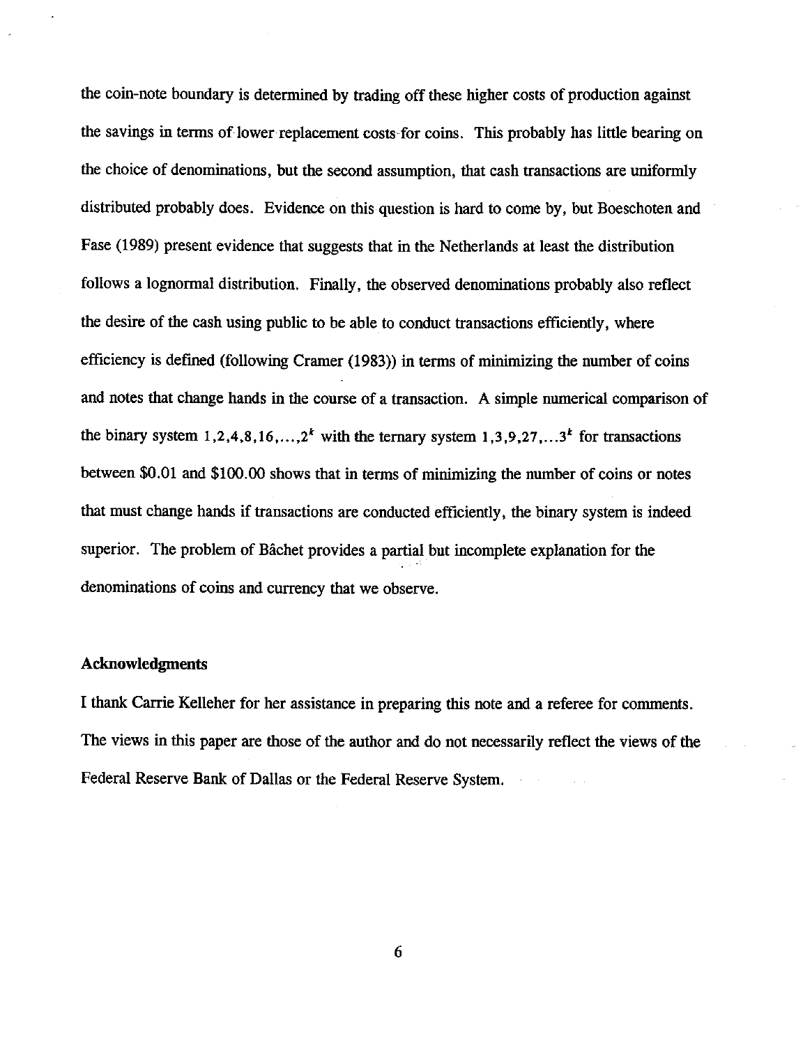the coin-note boundary is determined by trading off these higher costs of production against the savings in terms of lower replacement costs for coins. This probably has little bearing on the choice of denominations, but the second assumption, that cash transactions are uniformly distributed probably does. Evidence on this question is hard to come by, but Boeschoten and Fase (1989) present evidence that suggests that in the Netherlands at least the distribution follows a lognormal distribution. Finally, the observed denominations probably also reflect the desire of the cash using public to be able to conduct transactions efficiently, where efficiency is defined (following Cramer (1983)) in terms of minimizing the number of coins and notes that change hands in the course of a transaction. A simple numerical comparison of the binary system $1,2,4,8,16,\ldots,2^k$ with the ternary system $1,3,9,27,\ldots 3^k$ for transactions between \$0.01 and \$100.00 shows that in terms of minimizing the number of coins or notes that must change hands if transactions are conducted efficiently, the binary system is indeed superior. The problem of Bâchet provides a partial but incomplete explanation for the denominations of coins and currency that we observe.

### Acknowledgments

I thank Carrie Kelleher for her assistance in preparing this note and a referee for comments. The views in this paper are those of the author and do not necessarily reflect the views of the Federal Reserve Bank of Dallas or the Federal Reserve System.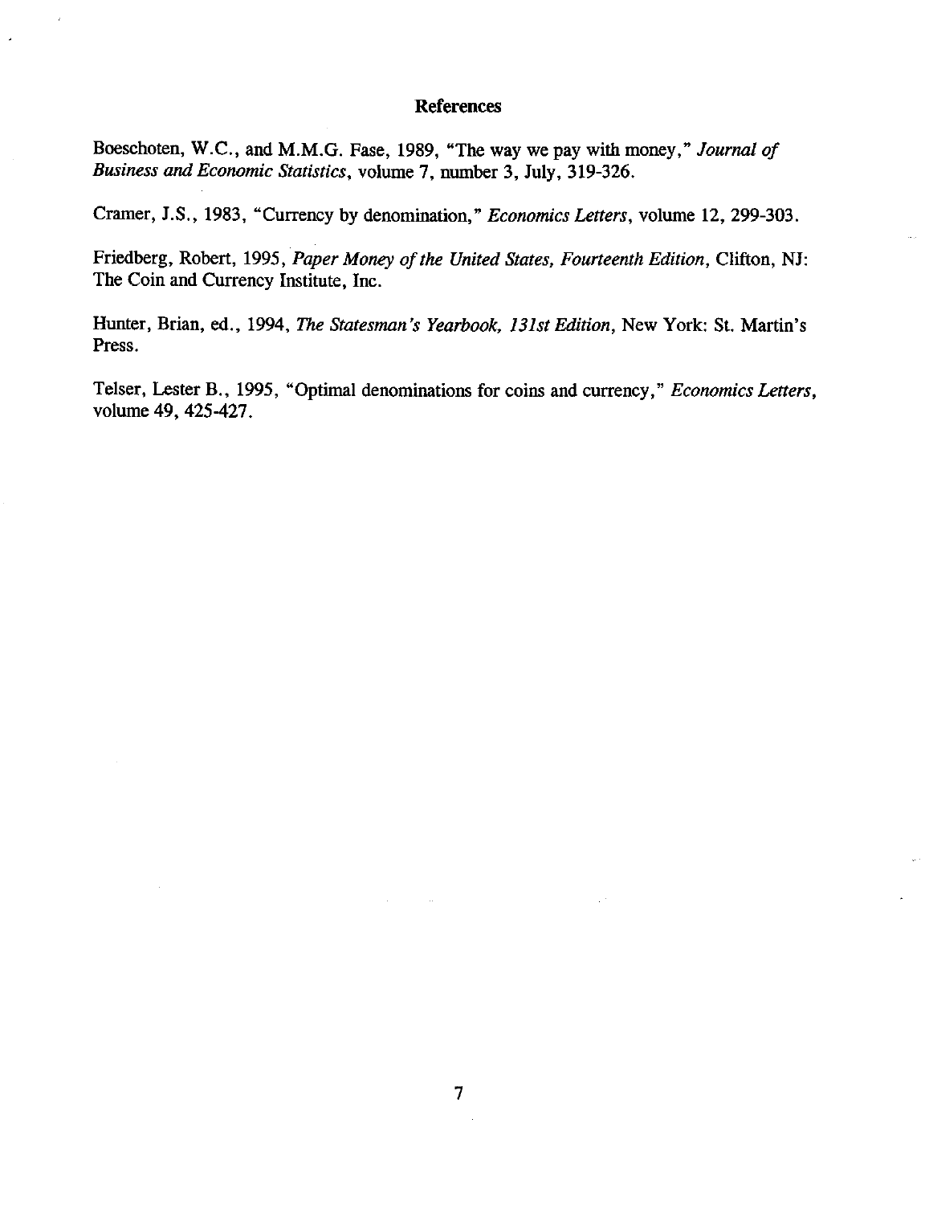## References

Boeschoten, W.C., and M.M.G. Fase, 1989, "The way we pay with money," *Journal of Business and Economic Statistics*, volume 7, number 3, July, 319-326.

Cramer, J.S., 1983, "Currency by denomination," *Economics Letters*, volume 12, 299-303.

Friedberg, Robert, 1995, *Paper Money of the United States, Fourteenth Edition*, Clifton, NJ: The Coin and Currency Institute, Inc.

Hunter, Brian, ed., 1994, *The Statesman's Yearbook, 131st Edition*, New York: St. Martin's Press.

Telser, Lester B., 1995, "Optimal denominations for coins and currency," *Economics Letters*, volume 49, 425-427.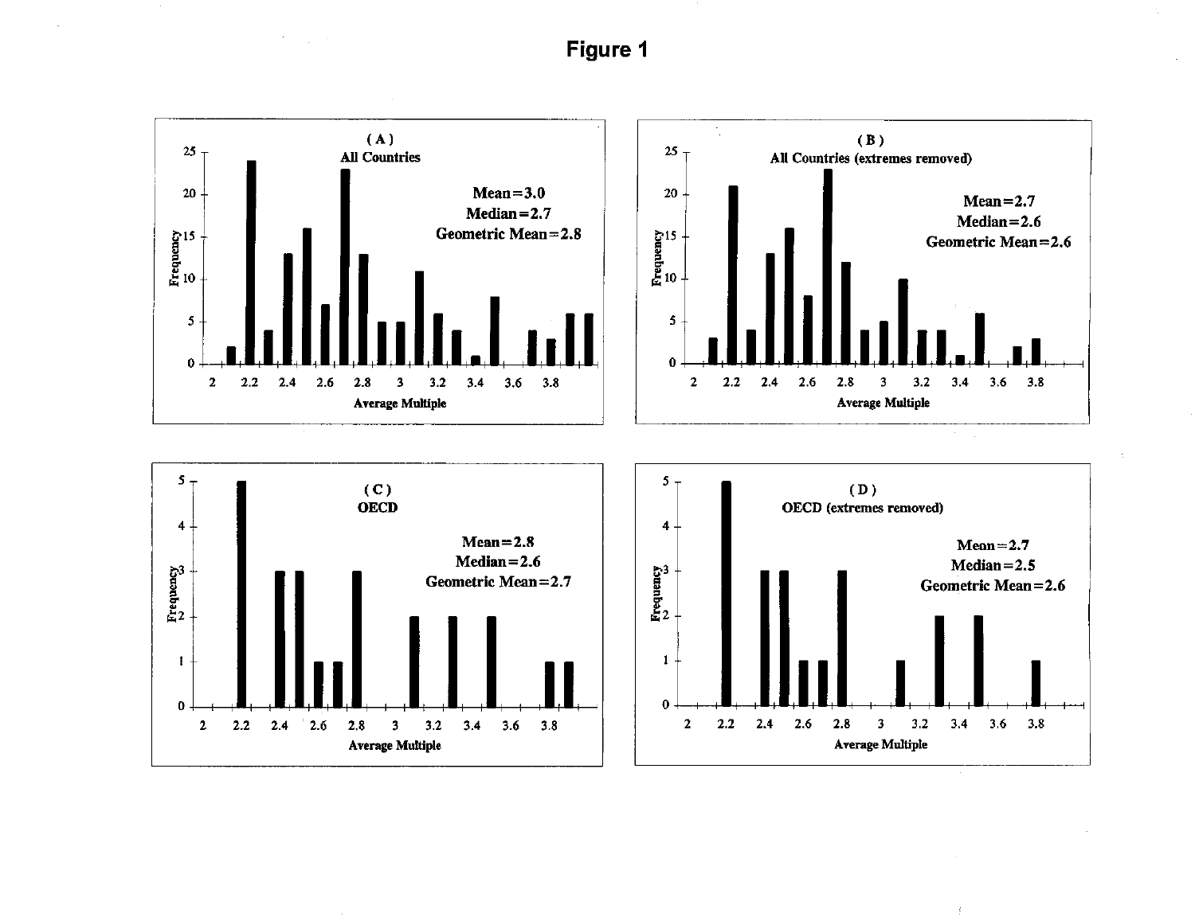# Figure 1

**(A) All Countries**

Mean=3.0
Median=2.7
Geometric Mean=2.8

Frequency vs. Average Multiple

**(B) All Countries (extremes removed)**

Mean=2.7
Median=2.6
Geometric Mean=2.6

Frequency vs. Average Multiple

**(C) OECD**

Mean=2.8
Median=2.6
Geometric Mean=2.7

Frequency vs. Average Multiple

**(D) OECD (extremes removed)**

Mean=2.7
Median=2.5
Geometric Mean=2.6

Frequency vs. Average Multiple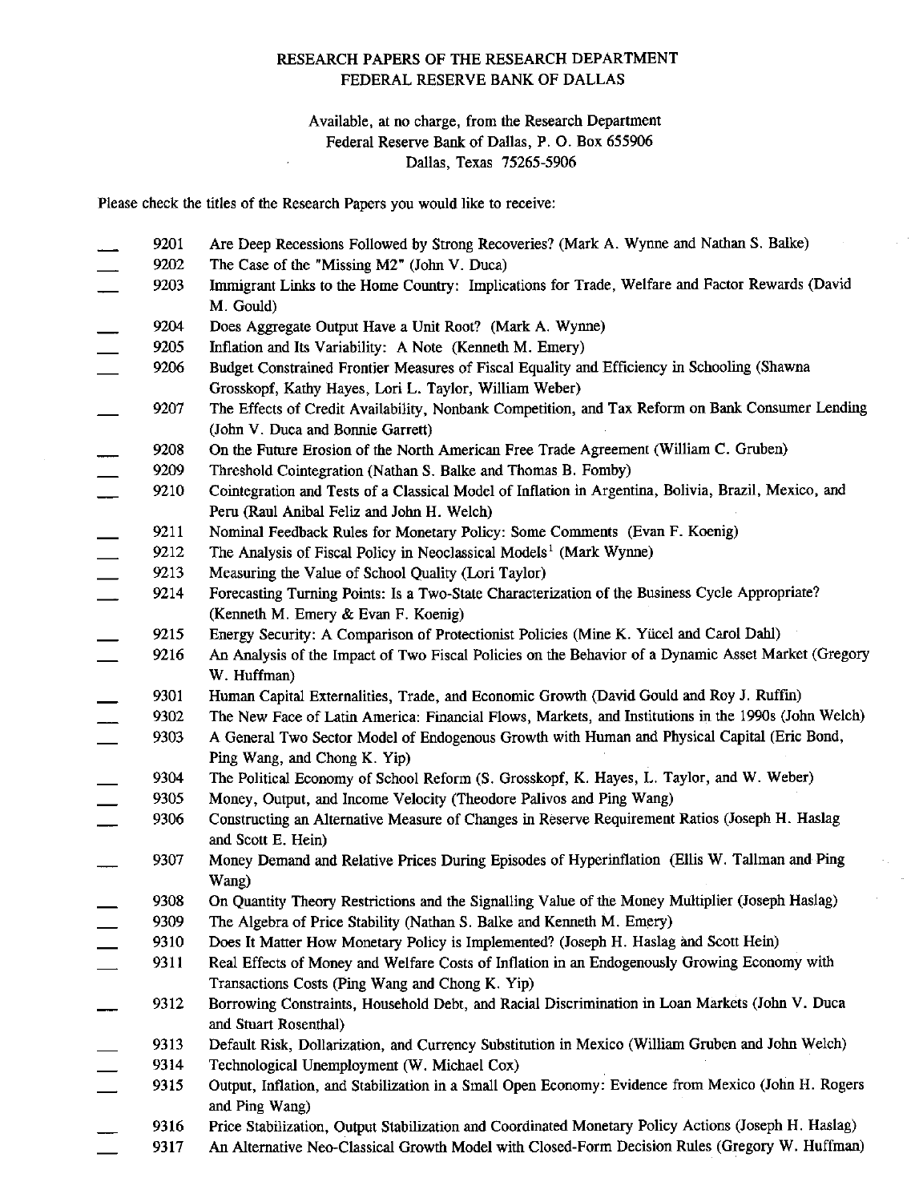RESEARCH PAPERS OF THE RESEARCH DEPARTMENT
FEDERAL RESERVE BANK OF DALLAS

Available, at no charge, from the Research Department
Federal Reserve Bank of Dallas, P. O. Box 655906
Dallas, Texas 75265-5906

Please check the titles of the Research Papers you would like to receive:

___ 9201 Are Deep Recessions Followed by Strong Recoveries? (Mark A. Wynne and Nathan S. Balke)
___ 9202 The Case of the "Missing M2" (John V. Duca)
___ 9203 Immigrant Links to the Home Country: Implications for Trade, Welfare and Factor Rewards (David M. Gould)
___ 9204 Does Aggregate Output Have a Unit Root? (Mark A. Wynne)
___ 9205 Inflation and Its Variability: A Note (Kenneth M. Emery)
___ 9206 Budget Constrained Frontier Measures of Fiscal Equality and Efficiency in Schooling (Shawna Grosskopf, Kathy Hayes, Lori L. Taylor, William Weber)
___ 9207 The Effects of Credit Availability, Nonbank Competition, and Tax Reform on Bank Consumer Lending (John V. Duca and Bonnie Garrett)
___ 9208 On the Future Erosion of the North American Free Trade Agreement (William C. Gruben)
___ 9209 Threshold Cointegration (Nathan S. Balke and Thomas B. Fomby)
___ 9210 Cointegration and Tests of a Classical Model of Inflation in Argentina, Bolivia, Brazil, Mexico, and Peru (Raul Anibal Feliz and John H. Welch)
___ 9211 Nominal Feedback Rules for Monetary Policy: Some Comments (Evan F. Koenig)
___ 9212 The Analysis of Fiscal Policy in Neoclassical Models[1] (Mark Wynne)
___ 9213 Measuring the Value of School Quality (Lori Taylor)
___ 9214 Forecasting Turning Points: Is a Two-State Characterization of the Business Cycle Appropriate? (Kenneth M. Emery & Evan F. Koenig)
___ 9215 Energy Security: A Comparison of Protectionist Policies (Mine K. Yücel and Carol Dahl)
___ 9216 An Analysis of the Impact of Two Fiscal Policies on the Behavior of a Dynamic Asset Market (Gregory W. Huffman)
___ 9301 Human Capital Externalities, Trade, and Economic Growth (David Gould and Roy J. Ruffin)
___ 9302 The New Face of Latin America: Financial Flows, Markets, and Institutions in the 1990s (John Welch)
___ 9303 A General Two Sector Model of Endogenous Growth with Human and Physical Capital (Eric Bond, Ping Wang, and Chong K. Yip)
___ 9304 The Political Economy of School Reform (S. Grosskopf, K. Hayes, L. Taylor, and W. Weber)
___ 9305 Money, Output, and Income Velocity (Theodore Palivos and Ping Wang)
___ 9306 Constructing an Alternative Measure of Changes in Reserve Requirement Ratios (Joseph H. Haslag and Scott E. Hein)
___ 9307 Money Demand and Relative Prices During Episodes of Hyperinflation (Ellis W. Tallman and Ping Wang)
___ 9308 On Quantity Theory Restrictions and the Signalling Value of the Money Multiplier (Joseph Haslag)
___ 9309 The Algebra of Price Stability (Nathan S. Balke and Kenneth M. Emery)
___ 9310 Does It Matter How Monetary Policy is Implemented? (Joseph H. Haslag and Scott Hein)
___ 9311 Real Effects of Money and Welfare Costs of Inflation in an Endogenously Growing Economy with Transactions Costs (Ping Wang and Chong K. Yip)
___ 9312 Borrowing Constraints, Household Debt, and Racial Discrimination in Loan Markets (John V. Duca and Stuart Rosenthal)
___ 9313 Default Risk, Dollarization, and Currency Substitution in Mexico (William Gruben and John Welch)
___ 9314 Technological Unemployment (W. Michael Cox)
___ 9315 Output, Inflation, and Stabilization in a Small Open Economy: Evidence from Mexico (John H. Rogers and Ping Wang)
___ 9316 Price Stabilization, Output Stabilization and Coordinated Monetary Policy Actions (Joseph H. Haslag)
___ 9317 An Alternative Neo-Classical Growth Model with Closed-Form Decision Rules (Gregory W. Huffman)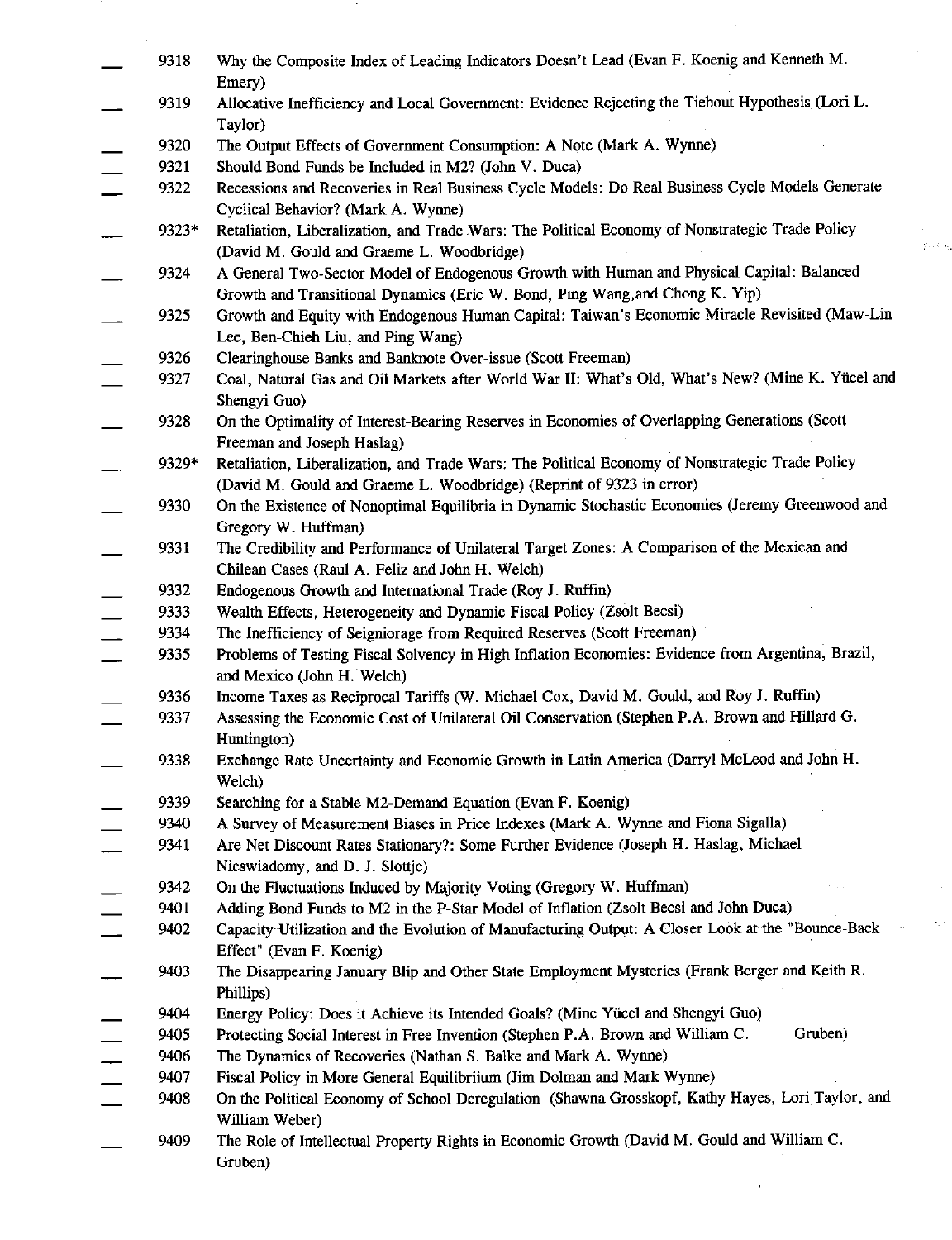- ___ 9318 Why the Composite Index of Leading Indicators Doesn't Lead (Evan F. Koenig and Kenneth M. Emery)
- ___ 9319 Allocative Inefficiency and Local Government: Evidence Rejecting the Tiebout Hypothesis (Lori L. Taylor)
- ___ 9320 The Output Effects of Government Consumption: A Note (Mark A. Wynne)
- ___ 9321 Should Bond Funds be Included in M2? (John V. Duca)
- ___ 9322 Recessions and Recoveries in Real Business Cycle Models: Do Real Business Cycle Models Generate Cyclical Behavior? (Mark A. Wynne)
- ___ 9323* Retaliation, Liberalization, and Trade Wars: The Political Economy of Nonstrategic Trade Policy (David M. Gould and Graeme L. Woodbridge)
- ___ 9324 A General Two-Sector Model of Endogenous Growth with Human and Physical Capital: Balanced Growth and Transitional Dynamics (Eric W. Bond, Ping Wang, and Chong K. Yip)
- ___ 9325 Growth and Equity with Endogenous Human Capital: Taiwan's Economic Miracle Revisited (Maw-Lin Lee, Ben-Chieh Liu, and Ping Wang)
- ___ 9326 Clearinghouse Banks and Banknote Over-issue (Scott Freeman)
- ___ 9327 Coal, Natural Gas and Oil Markets after World War II: What's Old, What's New? (Mine K. Yücel and Shengyi Guo)
- ___ 9328 On the Optimality of Interest-Bearing Reserves in Economies of Overlapping Generations (Scott Freeman and Joseph Haslag)
- ___ 9329* Retaliation, Liberalization, and Trade Wars: The Political Economy of Nonstrategic Trade Policy (David M. Gould and Graeme L. Woodbridge) (Reprint of 9323 in error)
- ___ 9330 On the Existence of Nonoptimal Equilibria in Dynamic Stochastic Economies (Jeremy Greenwood and Gregory W. Huffman)
- ___ 9331 The Credibility and Performance of Unilateral Target Zones: A Comparison of the Mexican and Chilean Cases (Raul A. Feliz and John H. Welch)
- ___ 9332 Endogenous Growth and International Trade (Roy J. Ruffin)
- ___ 9333 Wealth Effects, Heterogeneity and Dynamic Fiscal Policy (Zsolt Becsi)
- ___ 9334 The Inefficiency of Seigniorage from Required Reserves (Scott Freeman)
- ___ 9335 Problems of Testing Fiscal Solvency in High Inflation Economies: Evidence from Argentina, Brazil, and Mexico (John H. Welch)
- ___ 9336 Income Taxes as Reciprocal Tariffs (W. Michael Cox, David M. Gould, and Roy J. Ruffin)
- ___ 9337 Assessing the Economic Cost of Unilateral Oil Conservation (Stephen P.A. Brown and Hillard G. Huntington)
- ___ 9338 Exchange Rate Uncertainty and Economic Growth in Latin America (Darryl McLeod and John H. Welch)
- ___ 9339 Searching for a Stable M2-Demand Equation (Evan F. Koenig)
- ___ 9340 A Survey of Measurement Biases in Price Indexes (Mark A. Wynne and Fiona Sigalla)
- ___ 9341 Are Net Discount Rates Stationary?: Some Further Evidence (Joseph H. Haslag, Michael Nieswiadomy, and D. J. Slottje)
- ___ 9342 On the Fluctuations Induced by Majority Voting (Gregory W. Huffman)
- ___ 9401 Adding Bond Funds to M2 in the P-Star Model of Inflation (Zsolt Becsi and John Duca)
- ___ 9402 Capacity Utilization and the Evolution of Manufacturing Output: A Closer Look at the "Bounce-Back Effect" (Evan F. Koenig)
- ___ 9403 The Disappearing January Blip and Other State Employment Mysteries (Frank Berger and Keith R. Phillips)
- ___ 9404 Energy Policy: Does it Achieve its Intended Goals? (Mine Yücel and Shengyi Guo)
- ___ 9405 Protecting Social Interest in Free Invention (Stephen P.A. Brown and William C. Gruben)
- ___ 9406 The Dynamics of Recoveries (Nathan S. Balke and Mark A. Wynne)
- ___ 9407 Fiscal Policy in More General Equilibriium (Jim Dolman and Mark Wynne)
- ___ 9408 On the Political Economy of School Deregulation (Shawna Grosskopf, Kathy Hayes, Lori Taylor, and William Weber)
- ___ 9409 The Role of Intellectual Property Rights in Economic Growth (David M. Gould and William C. Gruben)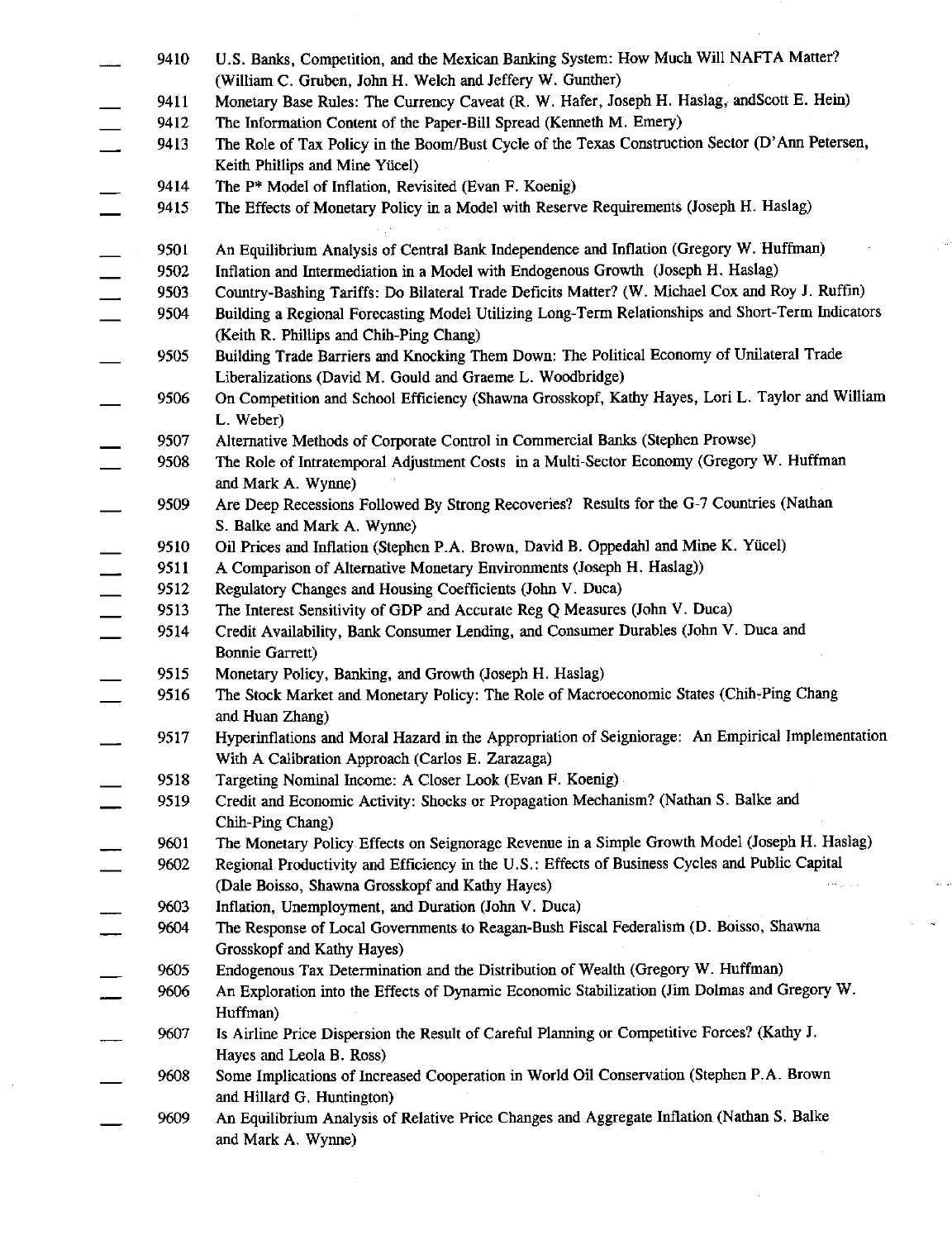___ 9410 U.S. Banks, Competition, and the Mexican Banking System: How Much Will NAFTA Matter? (William C. Gruben, John H. Welch and Jeffery W. Gunther)

___ 9411 Monetary Base Rules: The Currency Caveat (R. W. Hafer, Joseph H. Haslag, andScott E. Hein)

___ 9412 The Information Content of the Paper-Bill Spread (Kenneth M. Emery)

___ 9413 The Role of Tax Policy in the Boom/Bust Cycle of the Texas Construction Sector (D'Ann Petersen, Keith Phillips and Mine Yücel)

___ 9414 The P* Model of Inflation, Revisited (Evan F. Koenig)

___ 9415 The Effects of Monetary Policy in a Model with Reserve Requirements (Joseph H. Haslag)

___ 9501 An Equilibrium Analysis of Central Bank Independence and Inflation (Gregory W. Huffman)

___ 9502 Inflation and Intermediation in a Model with Endogenous Growth (Joseph H. Haslag)

___ 9503 Country-Bashing Tariffs: Do Bilateral Trade Deficits Matter? (W. Michael Cox and Roy J. Ruffin)

___ 9504 Building a Regional Forecasting Model Utilizing Long-Term Relationships and Short-Term Indicators (Keith R. Phillips and Chih-Ping Chang)

___ 9505 Building Trade Barriers and Knocking Them Down: The Political Economy of Unilateral Trade Liberalizations (David M. Gould and Graeme L. Woodbridge)

___ 9506 On Competition and School Efficiency (Shawna Grosskopf, Kathy Hayes, Lori L. Taylor and William L. Weber)

___ 9507 Alternative Methods of Corporate Control in Commercial Banks (Stephen Prowse)

___ 9508 The Role of Intratemporal Adjustment Costs in a Multi-Sector Economy (Gregory W. Huffman and Mark A. Wynne)

___ 9509 Are Deep Recessions Followed By Strong Recoveries? Results for the G-7 Countries (Nathan S. Balke and Mark A. Wynne)

___ 9510 Oil Prices and Inflation (Stephen P.A. Brown, David B. Oppedahl and Mine K. Yücel)

___ 9511 A Comparison of Alternative Monetary Environments (Joseph H. Haslag))

___ 9512 Regulatory Changes and Housing Coefficients (John V. Duca)

___ 9513 The Interest Sensitivity of GDP and Accurate Reg Q Measures (John V. Duca)

___ 9514 Credit Availability, Bank Consumer Lending, and Consumer Durables (John V. Duca and Bonnie Garrett)

___ 9515 Monetary Policy, Banking, and Growth (Joseph H. Haslag)

___ 9516 The Stock Market and Monetary Policy: The Role of Macroeconomic States (Chih-Ping Chang and Huan Zhang)

___ 9517 Hyperinflations and Moral Hazard in the Appropriation of Seigniorage: An Empirical Implementation With A Calibration Approach (Carlos E. Zarazaga)

___ 9518 Targeting Nominal Income: A Closer Look (Evan F. Koenig)

___ 9519 Credit and Economic Activity: Shocks or Propagation Mechanism? (Nathan S. Balke and Chih-Ping Chang)

___ 9601 The Monetary Policy Effects on Seignorage Revenue in a Simple Growth Model (Joseph H. Haslag)

___ 9602 Regional Productivity and Efficiency in the U.S.: Effects of Business Cycles and Public Capital (Dale Boisso, Shawna Grosskopf and Kathy Hayes)

___ 9603 Inflation, Unemployment, and Duration (John V. Duca)

___ 9604 The Response of Local Governments to Reagan-Bush Fiscal Federalism (D. Boisso, Shawna Grosskopf and Kathy Hayes)

___ 9605 Endogenous Tax Determination and the Distribution of Wealth (Gregory W. Huffman)

___ 9606 An Exploration into the Effects of Dynamic Economic Stabilization (Jim Dolmas and Gregory W. Huffman)

___ 9607 Is Airline Price Dispersion the Result of Careful Planning or Competitive Forces? (Kathy J. Hayes and Leola B. Ross)

___ 9608 Some Implications of Increased Cooperation in World Oil Conservation (Stephen P.A. Brown and Hillard G. Huntington)

___ 9609 An Equilibrium Analysis of Relative Price Changes and Aggregate Inflation (Nathan S. Balke and Mark A. Wynne)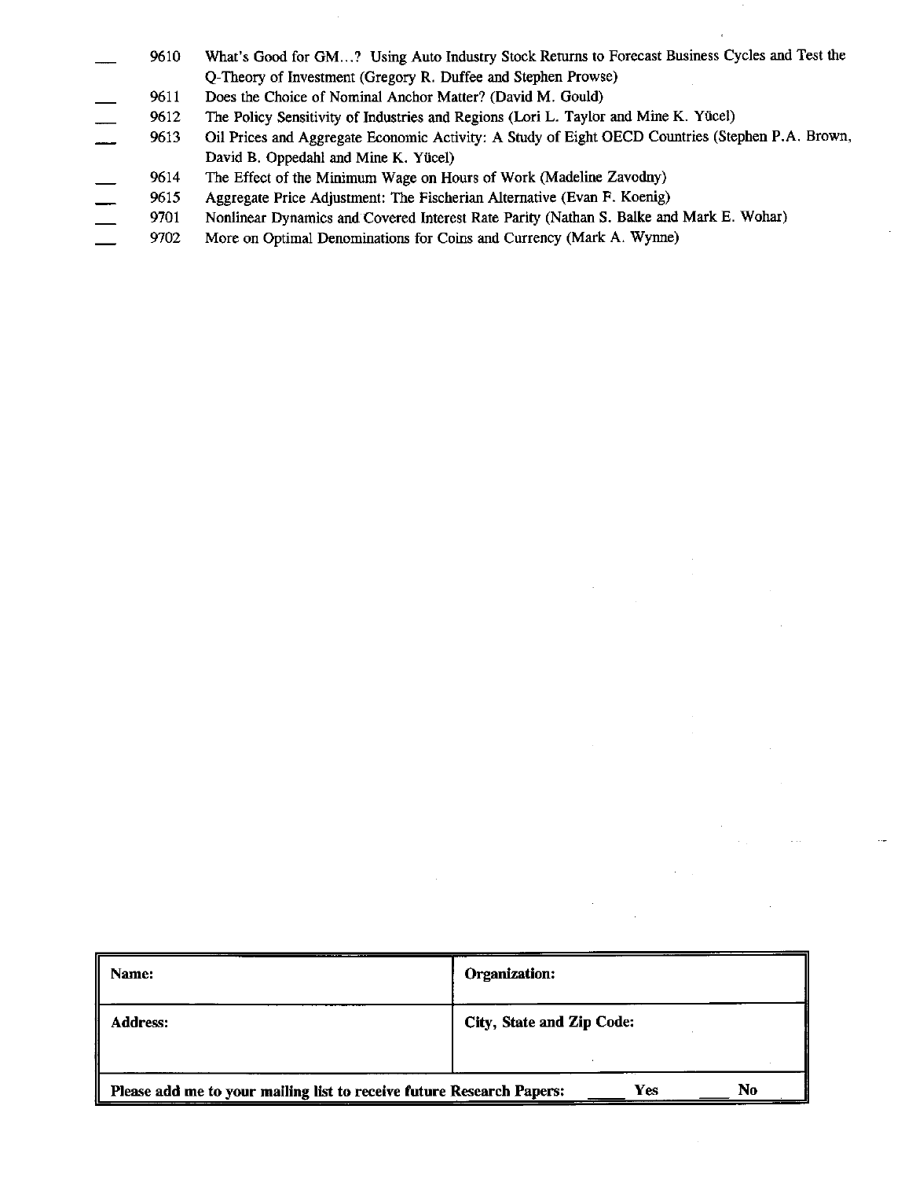___ 9610 What's Good for GM...? Using Auto Industry Stock Returns to Forecast Business Cycles and Test the Q-Theory of Investment (Gregory R. Duffee and Stephen Prowse)

___ 9611 Does the Choice of Nominal Anchor Matter? (David M. Gould)

___ 9612 The Policy Sensitivity of Industries and Regions (Lori L. Taylor and Mine K. Yücel)

___ 9613 Oil Prices and Aggregate Economic Activity: A Study of Eight OECD Countries (Stephen P.A. Brown, David B. Oppedahl and Mine K. Yücel)

___ 9614 The Effect of the Minimum Wage on Hours of Work (Madeline Zavodny)

___ 9615 Aggregate Price Adjustment: The Fischerian Alternative (Evan F. Koenig)

___ 9701 Nonlinear Dynamics and Covered Interest Rate Parity (Nathan S. Balke and Mark E. Wohar)

___ 9702 More on Optimal Denominations for Coins and Currency (Mark A. Wynne)

| **Name:** | **Organization:** |
|---|---|
| **Address:** | **City, State and Zip Code:** |
| **Please add me to your mailing list to receive future Research Papers:** ____ **Yes** ____ **No** | |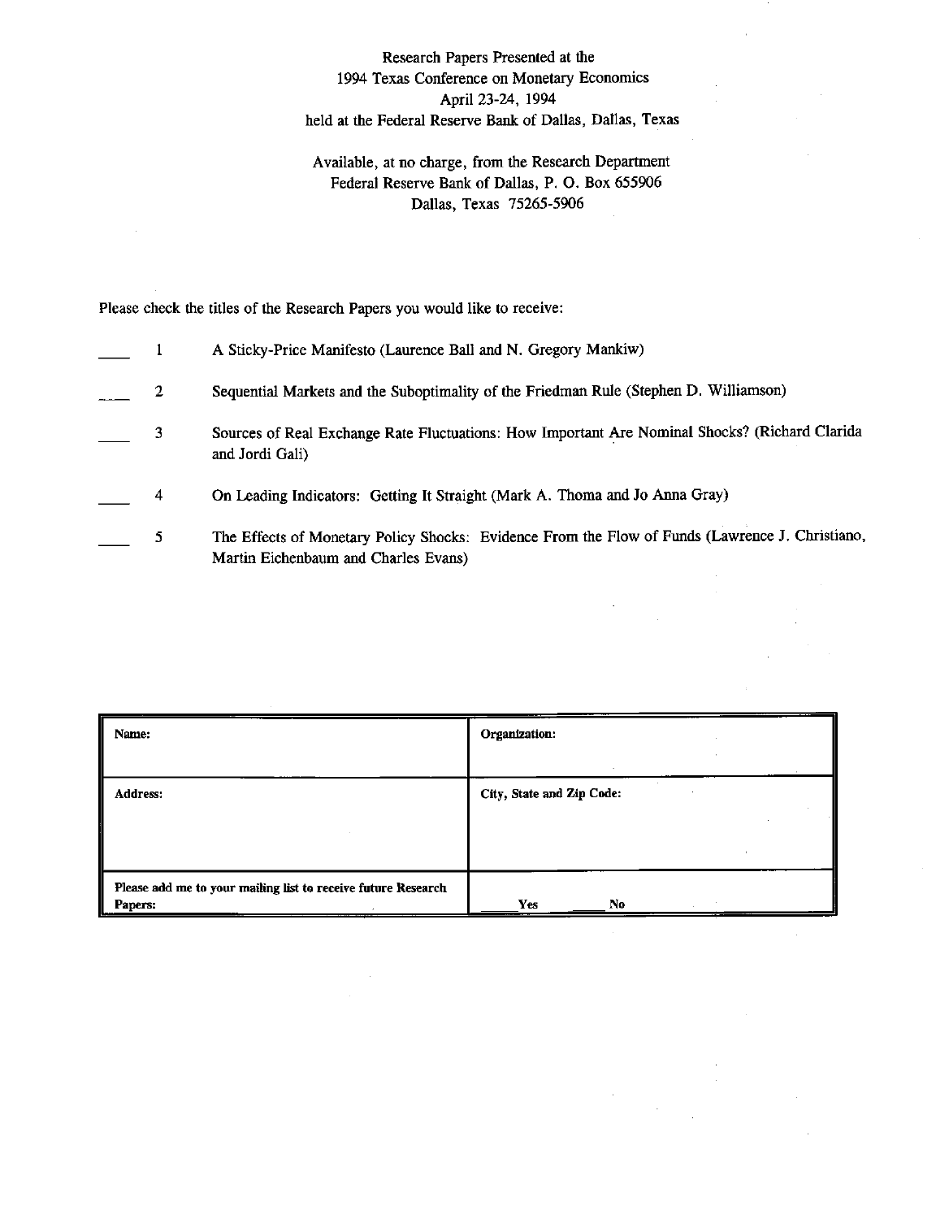Research Papers Presented at the
1994 Texas Conference on Monetary Economics
April 23-24, 1994
held at the Federal Reserve Bank of Dallas, Dallas, Texas

Available, at no charge, from the Research Department
Federal Reserve Bank of Dallas, P. O. Box 655906
Dallas, Texas 75265-5906

Please check the titles of the Research Papers you would like to receive:

____ 1 A Sticky-Price Manifesto (Laurence Ball and N. Gregory Mankiw)

____ 2 Sequential Markets and the Suboptimality of the Friedman Rule (Stephen D. Williamson)

____ 3 Sources of Real Exchange Rate Fluctuations: How Important Are Nominal Shocks? (Richard Clarida and Jordi Gali)

____ 4 On Leading Indicators: Getting It Straight (Mark A. Thoma and Jo Anna Gray)

____ 5 The Effects of Monetary Policy Shocks: Evidence From the Flow of Funds (Lawrence J. Christiano, Martin Eichenbaum and Charles Evans)

| | |
|---|---|
| **Name:** | **Organization:** |
| **Address:** | **City, State and Zip Code:** |
| **Please add me to your mailing list to receive future Research Papers:** | ____ **Yes** ____ **No** |